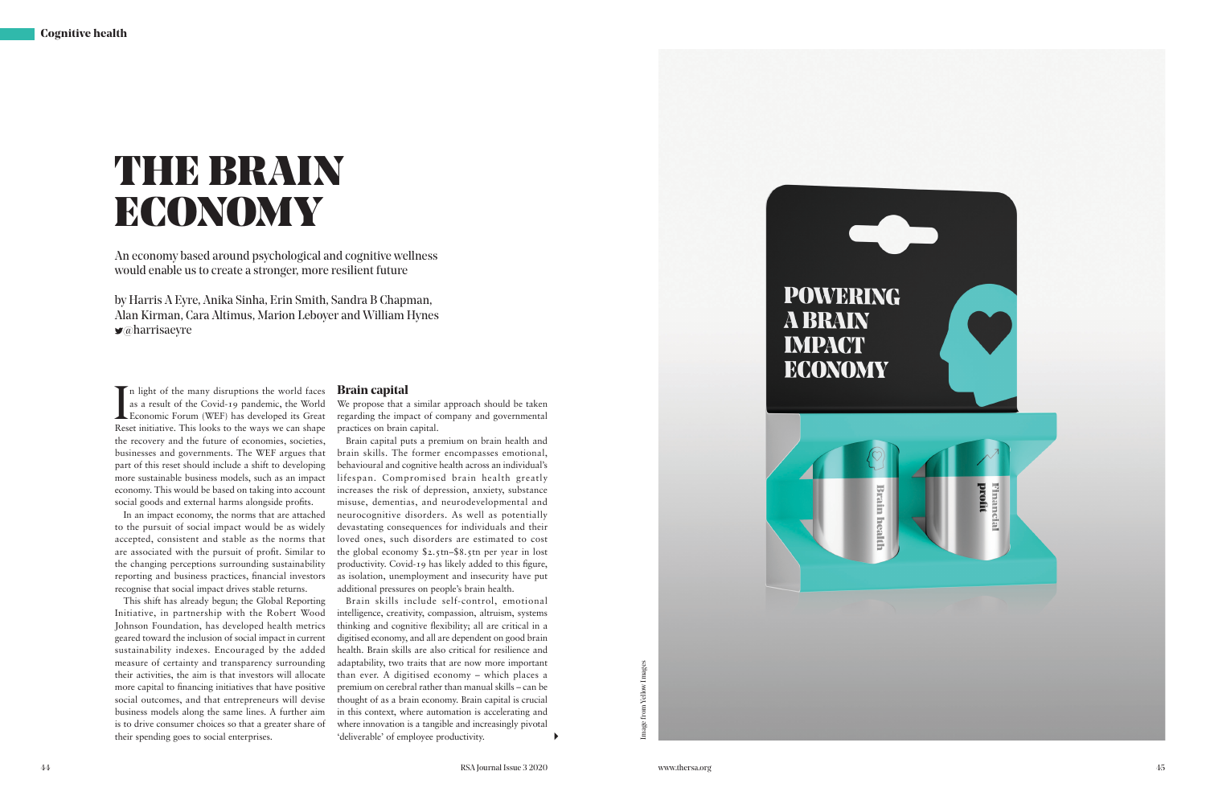# THE BRAIN ECONOMY

An economy based around psychological and cognitive wellness would enable us to create a stronger, more resilient future

by Harris A Eyre, Anika Sinha, Erin Smith, Sandra B Chapman, Alan Kirman, Cara Altimus, Marion Leboyer and William Hynes
@harrisaeyre

In light of the many disruptions the world faces as a result of the Covid-19 pandemic, the World Economic Forum (WEF) has developed its Great Reset initiative. This looks to the ways we can shape the recovery and the future of economies, societies, businesses and governments. The WEF argues that part of this reset should include a shift to developing more sustainable business models, such as an impact economy. This would be based on taking into account social goods and external harms alongside profits.

In an impact economy, the norms that are attached to the pursuit of social impact would be as widely accepted, consistent and stable as the norms that are associated with the pursuit of profit. Similar to the changing perceptions surrounding sustainability reporting and business practices, financial investors recognise that social impact drives stable returns.

This shift has already begun; the Global Reporting Initiative, in partnership with the Robert Wood Johnson Foundation, has developed health metrics geared toward the inclusion of social impact in current sustainability indexes. Encouraged by the added measure of certainty and transparency surrounding their activities, the aim is that investors will allocate more capital to financing initiatives that have positive social outcomes, and that entrepreneurs will devise business models along the same lines. A further aim is to drive consumer choices so that a greater share of their spending goes to social enterprises.

## Brain capital

We propose that a similar approach should be taken regarding the impact of company and governmental practices on brain capital.

Brain capital puts a premium on brain health and brain skills. The former encompasses emotional, behavioural and cognitive health across an individual's lifespan. Compromised brain health greatly increases the risk of depression, anxiety, substance misuse, dementias, and neurodevelopmental and neurocognitive disorders. As well as potentially devastating consequences for individuals and their loved ones, such disorders are estimated to cost the global economy $2.5tn–$8.5tn per year in lost productivity. Covid-19 has likely added to this figure, as isolation, unemployment and insecurity have put additional pressures on people's brain health.

Brain skills include self-control, emotional intelligence, creativity, compassion, altruism, systems thinking and cognitive flexibility; all are critical in a digitised economy, and all are dependent on good brain health. Brain skills are also critical for resilience and adaptability, two traits that are now more important than ever. A digitised economy – which places a premium on cerebral rather than manual skills – can be thought of as a brain economy. Brain capital is crucial in this context, where automation is accelerating and where innovation is a tangible and increasingly pivotal 'deliverable' of employee productivity.

Image from Yellow Images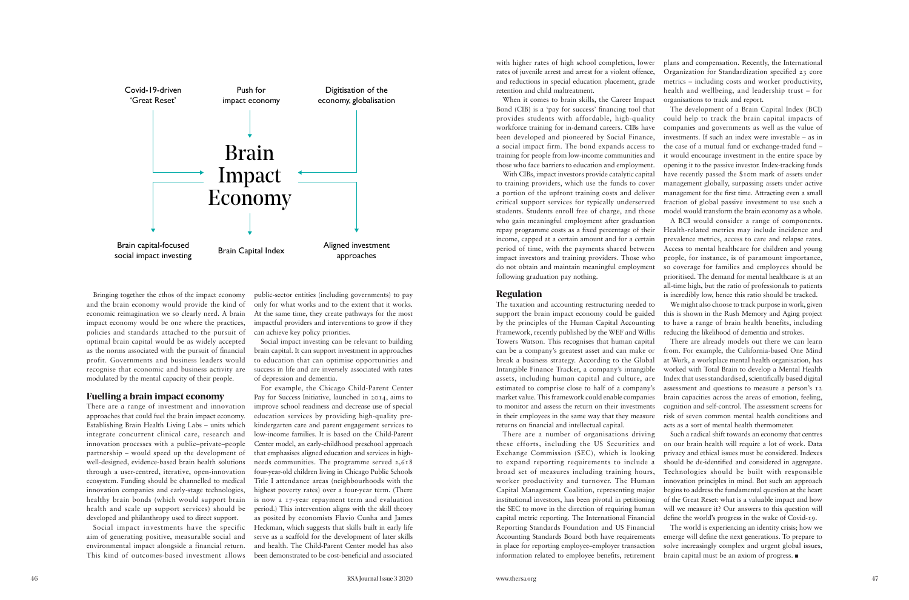Covid-19-driven 'Great Reset'

Push for impact economy

Digitisation of the economy, globalisation

Brain Impact Economy

Brain capital-focused social impact investing

Brain Capital Index

Aligned investment approaches

Bringing together the ethos of the impact economy and the brain economy would provide the kind of economic reimagination we so clearly need. A brain impact economy would be one where the practices, policies and standards attached to the pursuit of optimal brain capital would be as widely accepted as the norms associated with the pursuit of financial profit. Governments and business leaders would recognise that economic and business activity are modulated by the mental capacity of their people.

## Fuelling a brain impact economy

There are a range of investment and innovation approaches that could fuel the brain impact economy. Establishing Brain Health Living Labs – units which integrate concurrent clinical care, research and innovation processes with a public–private–people partnership – would speed up the development of well-designed, evidence-based brain health solutions through a user-centred, iterative, open-innovation ecosystem. Funding should be channelled to medical innovation companies and early-stage technologies, healthy brain bonds (which would support brain health and scale up support services) should be developed and philanthropy used to direct support.

Social impact investments have the specific aim of generating positive, measurable social and environmental impact alongside a financial return. This kind of outcomes-based investment allows public-sector entities (including governments) to pay only for what works and to the extent that it works. At the same time, they create pathways for the most impactful providers and interventions to grow if they can achieve key policy priorities.

Social impact investing can be relevant to building brain capital. It can support investment in approaches to education that can optimise opportunities and success in life and are inversely associated with rates of depression and dementia.

For example, the Chicago Child-Parent Center Pay for Success Initiative, launched in 2014, aims to improve school readiness and decrease use of special education services by providing high-quality pre-kindergarten care and parent engagement services to low-income families. It is based on the Child-Parent Center model, an early-childhood preschool approach that emphasises aligned education and services in high-needs communities. The programme served 2,618 four-year-old children living in Chicago Public Schools Title I attendance areas (neighbourhoods with the highest poverty rates) over a four-year term. (There is now a 17-year repayment term and evaluation period.) This intervention aligns with the skill theory as posited by economists Flavio Cunha and James Heckman, which suggests that skills built in early life serve as a scaffold for the development of later skills and health. The Child-Parent Center model has also been demonstrated to be cost-beneficial and associated with higher rates of high school completion, lower rates of juvenile arrest and arrest for a violent offence, and reductions in special education placement, grade retention and child maltreatment.

When it comes to brain skills, the Career Impact Bond (CIB) is a 'pay for success' financing tool that provides students with affordable, high-quality workforce training for in-demand careers. CIBs have been developed and pioneered by Social Finance, a social impact firm. The bond expands access to training for people from low-income communities and those who face barriers to education and employment.

With CIBs, impact investors provide catalytic capital to training providers, which use the funds to cover a portion of the upfront training costs and deliver critical support services for typically underserved students. Students enroll free of charge, and those who gain meaningful employment after graduation repay programme costs as a fixed percentage of their income, capped at a certain amount and for a certain period of time, with the payments shared between impact investors and training providers. Those who do not obtain and maintain meaningful employment following graduation pay nothing.

## Regulation

The taxation and accounting restructuring needed to support the brain impact economy could be guided by the principles of the Human Capital Accounting Framework, recently published by the WEF and Willis Towers Watson. This recognises that human capital can be a company's greatest asset and can make or break a business strategy. According to the Global Intangible Finance Tracker, a company's intangible assets, including human capital and culture, are estimated to comprise close to half of a company's market value. This framework could enable companies to monitor and assess the return on their investments in their employees in the same way that they measure returns on financial and intellectual capital.

There are a number of organisations driving these efforts, including the US Securities and Exchange Commission (SEC), which is looking to expand reporting requirements to include a broad set of measures including training hours, worker productivity and turnover. The Human Capital Management Coalition, representing major institutional investors, has been pivotal in petitioning the SEC to move in the direction of requiring human capital metric reporting. The International Financial Reporting Standards Foundation and US Financial Accounting Standards Board both have requirements in place for reporting employee–employer transaction information related to employee benefits, retirement plans and compensation. Recently, the International Organization for Standardization specified 23 core metrics – including costs and worker productivity, health and wellbeing, and leadership trust – for organisations to track and report.

The development of a Brain Capital Index (BCI) could help to track the brain capital impacts of companies and governments as well as the value of investments. If such an index were investable – as in the case of a mutual fund or exchange-traded fund – it would encourage investment in the entire space by opening it to the passive investor. Index-tracking funds have recently passed the $10tn mark of assets under management globally, surpassing assets under active management for the first time. Attracting even a small fraction of global passive investment to use such a model would transform the brain economy as a whole.

A BCI would consider a range of components. Health-related metrics may include incidence and prevalence metrics, access to care and relapse rates. Access to mental healthcare for children and young people, for instance, is of paramount importance, so coverage for families and employees should be prioritised. The demand for mental healthcare is at an all-time high, but the ratio of professionals to patients is incredibly low, hence this ratio should be tracked.

We might also choose to track purpose in work, given this is shown in the Rush Memory and Aging project to have a range of brain health benefits, including reducing the likelihood of dementia and strokes.

There are already models out there we can learn from. For example, the California-based One Mind at Work, a workplace mental health organisation, has worked with Total Brain to develop a Mental Health Index that uses standardised, scientifically based digital assessment and questions to measure a person's 12 brain capacities across the areas of emotion, feeling, cognition and self-control. The assessment screens for risk of seven common mental health conditions and acts as a sort of mental health thermometer.

Such a radical shift towards an economy that centres on our brain health will require a lot of work. Data privacy and ethical issues must be considered. Indexes should be de-identified and considered in aggregate. Technologies should be built with responsible innovation principles in mind. But such an approach begins to address the fundamental question at the heart of the Great Reset: what is a valuable impact and how will we measure it? Our answers to this question will define the world's progress in the wake of Covid-19.

The world is experiencing an identity crisis; how we emerge will define the next generations. To prepare to solve increasingly complex and urgent global issues, brain capital must be an axiom of progress. ■